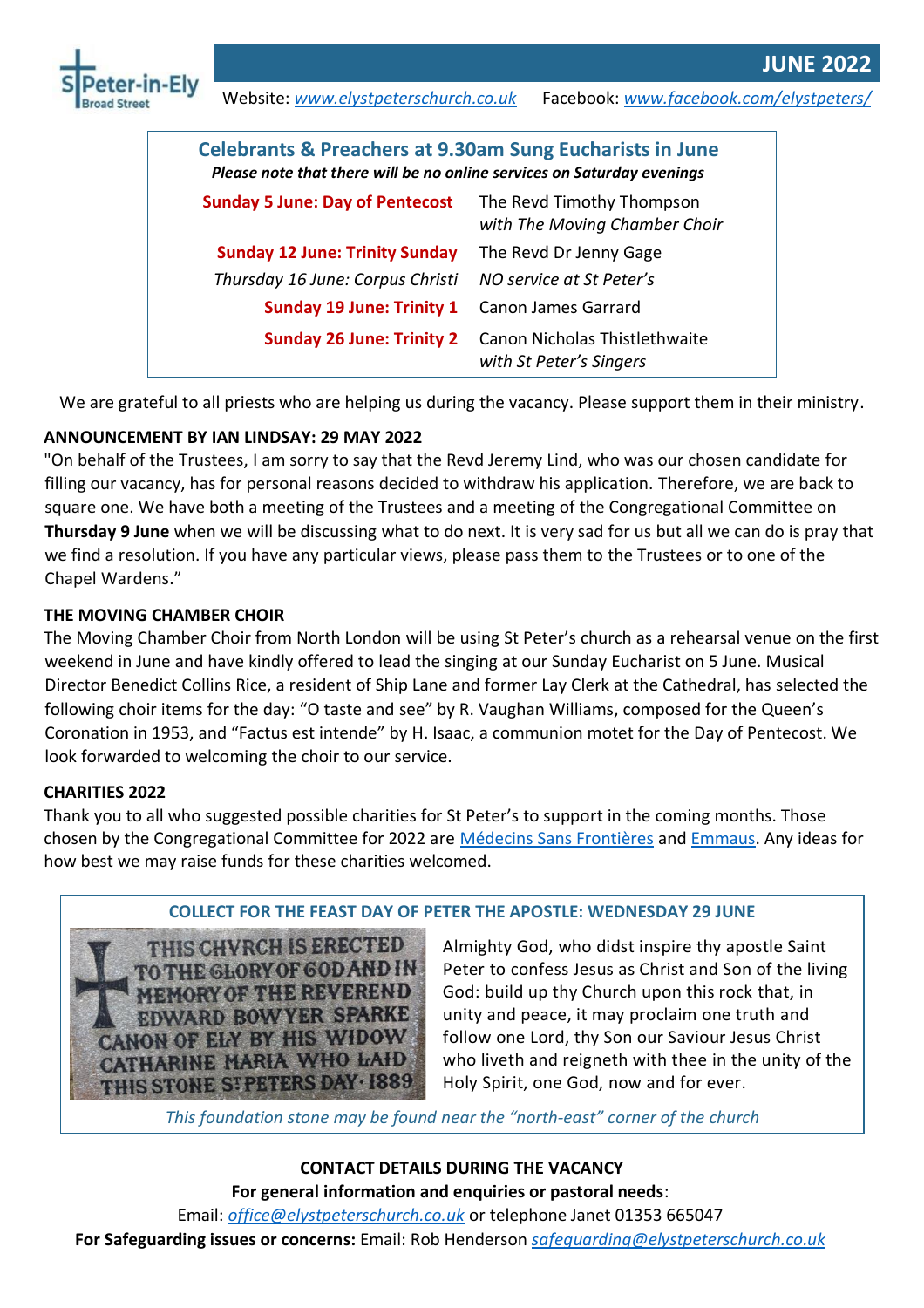# St Peter-in-Ely Broad Street

## JUNE 2022

Website: *www.elystpeterschurch.co.uk* Facebook: *www.facebook.com/elystpeters/*

### Celebrants & Preachers at 9.30am Sung Eucharists in June

***Please note that there will be no online services on Saturday evenings***

| | |
|---|---|
| **Sunday 5 June: Day of Pentecost** | The Revd Timothy Thompson *with The Moving Chamber Choir* |
| **Sunday 12 June: Trinity Sunday** | The Revd Dr Jenny Gage |
| *Thursday 16 June: Corpus Christi* | *NO service at St Peter's* |
| **Sunday 19 June: Trinity 1** | Canon James Garrard |
| **Sunday 26 June: Trinity 2** | Canon Nicholas Thistlethwaite *with St Peter's Singers* |

We are grateful to all priests who are helping us during the vacancy. Please support them in their ministry.

**ANNOUNCEMENT BY IAN LINDSAY: 29 MAY 2022**

"On behalf of the Trustees, I am sorry to say that the Revd Jeremy Lind, who was our chosen candidate for filling our vacancy, has for personal reasons decided to withdraw his application. Therefore, we are back to square one. We have both a meeting of the Trustees and a meeting of the Congregational Committee on **Thursday 9 June** when we will be discussing what to do next. It is very sad for us but all we can do is pray that we find a resolution. If you have any particular views, please pass them to the Trustees or to one of the Chapel Wardens."

**THE MOVING CHAMBER CHOIR**

The Moving Chamber Choir from North London will be using St Peter's church as a rehearsal venue on the first weekend in June and have kindly offered to lead the singing at our Sunday Eucharist on 5 June. Musical Director Benedict Collins Rice, a resident of Ship Lane and former Lay Clerk at the Cathedral, has selected the following choir items for the day: "O taste and see" by R. Vaughan Williams, composed for the Queen's Coronation in 1953, and "Factus est intende" by H. Isaac, a communion motet for the Day of Pentecost. We look forwarded to welcoming the choir to our service.

**CHARITIES 2022**

Thank you to all who suggested possible charities for St Peter's to support in the coming months. Those chosen by the Congregational Committee for 2022 are Médecins Sans Frontières and Emmaus. Any ideas for how best we may raise funds for these charities welcomed.

**COLLECT FOR THE FEAST DAY OF PETER THE APOSTLE: WEDNESDAY 29 JUNE**

THIS CHVRCH IS ERECTED TO THE GLORY OF GOD AND IN MEMORY OF THE REVEREND EDWARD BOWYER SPARKE CANON OF ELY BY HIS WIDOW CATHARINE MARIA WHO LAID THIS STONE ST PETERS DAY · 1889

Almighty God, who didst inspire thy apostle Saint Peter to confess Jesus as Christ and Son of the living God: build up thy Church upon this rock that, in unity and peace, it may proclaim one truth and follow one Lord, thy Son our Saviour Jesus Christ who liveth and reigneth with thee in the unity of the Holy Spirit, one God, now and for ever.

*This foundation stone may be found near the "north-east" corner of the church*

**CONTACT DETAILS DURING THE VACANCY**

**For general information and enquiries or pastoral needs**:

Email: *office@elystpeterschurch.co.uk* or telephone Janet 01353 665047

**For Safeguarding issues or concerns:** Email: Rob Henderson *safeguarding@elystpeterschurch.co.uk*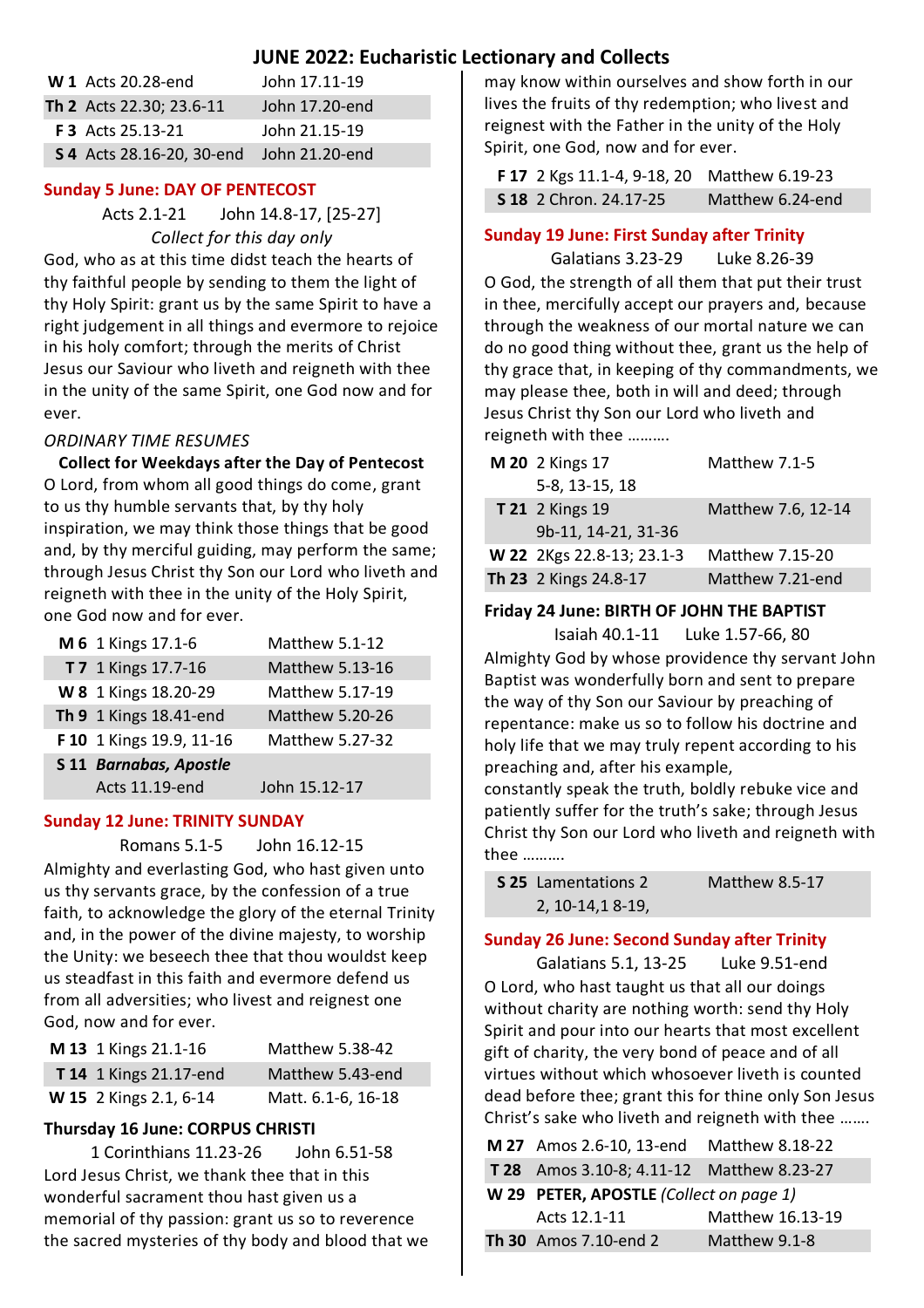# JUNE 2022: Eucharistic Lectionary and Collects

| | | |
|---|---|---|
| **W 1** | Acts 20.28-end | John 17.11-19 |
| **Th 2** | Acts 22.30; 23.6-11 | John 17.20-end |
| **F 3** | Acts 25.13-21 | John 21.15-19 |
| **S 4** | Acts 28.16-20, 30-end | John 21.20-end |

## Sunday 5 June: DAY OF PENTECOST

Acts 2.1-21 John 14.8-17, [25-27]

*Collect for this day only*

God, who as at this time didst teach the hearts of thy faithful people by sending to them the light of thy Holy Spirit: grant us by the same Spirit to have a right judgement in all things and evermore to rejoice in his holy comfort; through the merits of Christ Jesus our Saviour who liveth and reigneth with thee in the unity of the same Spirit, one God now and for ever.

*ORDINARY TIME RESUMES*

**Collect for Weekdays after the Day of Pentecost**

O Lord, from whom all good things do come, grant to us thy humble servants that, by thy holy inspiration, we may think those things that be good and, by thy merciful guiding, may perform the same; through Jesus Christ thy Son our Lord who liveth and reigneth with thee in the unity of the Holy Spirit, one God now and for ever.

| | | |
|---|---|---|
| **M 6** | 1 Kings 17.1-6 | Matthew 5.1-12 |
| **T 7** | 1 Kings 17.7-16 | Matthew 5.13-16 |
| **W 8** | 1 Kings 18.20-29 | Matthew 5.17-19 |
| **Th 9** | 1 Kings 18.41-end | Matthew 5.20-26 |
| **F 10** | 1 Kings 19.9, 11-16 | Matthew 5.27-32 |
| **S 11** | ***Barnabas, Apostle*** Acts 11.19-end | John 15.12-17 |

## Sunday 12 June: TRINITY SUNDAY

Romans 5.1-5 John 16.12-15

Almighty and everlasting God, who hast given unto us thy servants grace, by the confession of a true faith, to acknowledge the glory of the eternal Trinity and, in the power of the divine majesty, to worship the Unity: we beseech thee that thou wouldst keep us steadfast in this faith and evermore defend us from all adversities; who livest and reignest one God, now and for ever.

| | | |
|---|---|---|
| **M 13** | 1 Kings 21.1-16 | Matthew 5.38-42 |
| **T 14** | 1 Kings 21.17-end | Matthew 5.43-end |
| **W 15** | 2 Kings 2.1, 6-14 | Matt. 6.1-6, 16-18 |

## Thursday 16 June: CORPUS CHRISTI

1 Corinthians 11.23-26 John 6.51-58

Lord Jesus Christ, we thank thee that in this wonderful sacrament thou hast given us a memorial of thy passion: grant us so to reverence the sacred mysteries of thy body and blood that we may know within ourselves and show forth in our lives the fruits of thy redemption; who livest and reignest with the Father in the unity of the Holy Spirit, one God, now and for ever.

| | | |
|---|---|---|
| **F 17** | 2 Kgs 11.1-4, 9-18, 20 | Matthew 6.19-23 |
| **S 18** | 2 Chron. 24.17-25 | Matthew 6.24-end |

## Sunday 19 June: First Sunday after Trinity

Galatians 3.23-29 Luke 8.26-39

O God, the strength of all them that put their trust in thee, mercifully accept our prayers and, because through the weakness of our mortal nature we can do no good thing without thee, grant us the help of thy grace that, in keeping of thy commandments, we may please thee, both in will and deed; through Jesus Christ thy Son our Lord who liveth and reigneth with thee ……….

| | | |
|---|---|---|
| **M 20** | 2 Kings 17 5-8, 13-15, 18 | Matthew 7.1-5 |
| **T 21** | 2 Kings 19 9b-11, 14-21, 31-36 | Matthew 7.6, 12-14 |
| **W 22** | 2Kgs 22.8-13; 23.1-3 | Matthew 7.15-20 |
| **Th 23** | 2 Kings 24.8-17 | Matthew 7.21-end |

## Friday 24 June: BIRTH OF JOHN THE BAPTIST

Isaiah 40.1-11 Luke 1.57-66, 80

Almighty God by whose providence thy servant John Baptist was wonderfully born and sent to prepare the way of thy Son our Saviour by preaching of repentance: make us so to follow his doctrine and holy life that we may truly repent according to his preaching and, after his example,
constantly speak the truth, boldly rebuke vice and patiently suffer for the truth's sake; through Jesus Christ thy Son our Lord who liveth and reigneth with thee ……….

| | | |
|---|---|---|
| **S 25** | Lamentations 2 2, 10-14,1 8-19, | Matthew 8.5-17 |

## Sunday 26 June: Second Sunday after Trinity

Galatians 5.1, 13-25 Luke 9.51-end

O Lord, who hast taught us that all our doings without charity are nothing worth: send thy Holy Spirit and pour into our hearts that most excellent gift of charity, the very bond of peace and of all virtues without which whosoever liveth is counted dead before thee; grant this for thine only Son Jesus Christ's sake who liveth and reigneth with thee …….

| | | |
|---|---|---|
| **M 27** | Amos 2.6-10, 13-end | Matthew 8.18-22 |
| **T 28** | Amos 3.10-8; 4.11-12 | Matthew 8.23-27 |
| **W 29** | **PETER, APOSTLE** *(Collect on page 1)* Acts 12.1-11 | Matthew 16.13-19 |
| **Th 30** | Amos 7.10-end 2 | Matthew 9.1-8 |